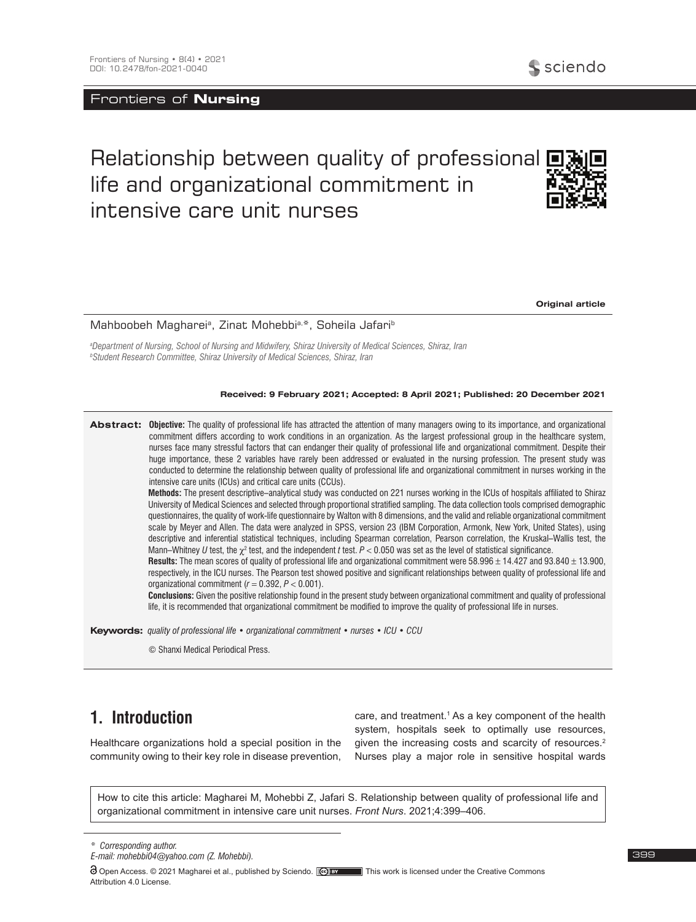# Relationship between quality of professional life and organizational commitment in intensive care unit nurses

**Original article**

Mahboobeh Magharei[a], Zinat Mohebbi[a,*], Soheila Jafari[b]

[a]*Department of Nursing, School of Nursing and Midwifery, Shiraz University of Medical Sciences, Shiraz, Iran*
[b]*Student Research Committee, Shiraz University of Medical Sciences, Shiraz, Iran*

**Received: 9 February 2021; Accepted: 8 April 2021; Published: 20 December 2021**

**Abstract:** **Objective:** The quality of professional life has attracted the attention of many managers owing to its importance, and organizational commitment differs according to work conditions in an organization. As the largest professional group in the healthcare system, nurses face many stressful factors that can endanger their quality of professional life and organizational commitment. Despite their huge importance, these 2 variables have rarely been addressed or evaluated in the nursing profession. The present study was conducted to determine the relationship between quality of professional life and organizational commitment in nurses working in the intensive care units (ICUs) and critical care units (CCUs).

**Methods:** The present descriptive–analytical study was conducted on 221 nurses working in the ICUs of hospitals affiliated to Shiraz University of Medical Sciences and selected through proportional stratified sampling. The data collection tools comprised demographic questionnaires, the quality of work-life questionnaire by Walton with 8 dimensions, and the valid and reliable organizational commitment scale by Meyer and Allen. The data were analyzed in SPSS, version 23 (IBM Corporation, Armonk, New York, United States), using descriptive and inferential statistical techniques, including Spearman correlation, Pearson correlation, the Kruskal–Wallis test, the Mann–Whitney *U* test, the $\chi^2$ test, and the independent *t* test. $P < 0.050$ was set as the level of statistical significance.

**Results:** The mean scores of quality of professional life and organizational commitment were $58.996 \pm 14.427$ and $93.840 \pm 13.900$, respectively, in the ICU nurses. The Pearson test showed positive and significant relationships between quality of professional life and organizational commitment ($r = 0.392$, $P < 0.001$).

**Conclusions:** Given the positive relationship found in the present study between organizational commitment and quality of professional life, it is recommended that organizational commitment be modified to improve the quality of professional life in nurses.

**Keywords:** *quality of professional life • organizational commitment • nurses • ICU • CCU*

© Shanxi Medical Periodical Press.

## 1. Introduction

Healthcare organizations hold a special position in the community owing to their key role in disease prevention, care, and treatment.[1] As a key component of the health system, hospitals seek to optimally use resources, given the increasing costs and scarcity of resources.[2] Nurses play a major role in sensitive hospital wards

How to cite this article: Magharei M, Mohebbi Z, Jafari S. Relationship between quality of professional life and organizational commitment in intensive care unit nurses. *Front Nurs*. 2021;4:399–406.

\* *Corresponding author.*
*E-mail: mohebbi04@yahoo.com (Z. Mohebbi).*

Open Access. © 2021 Magharei et al., published by Sciendo. This work is licensed under the Creative Commons Attribution 4.0 License.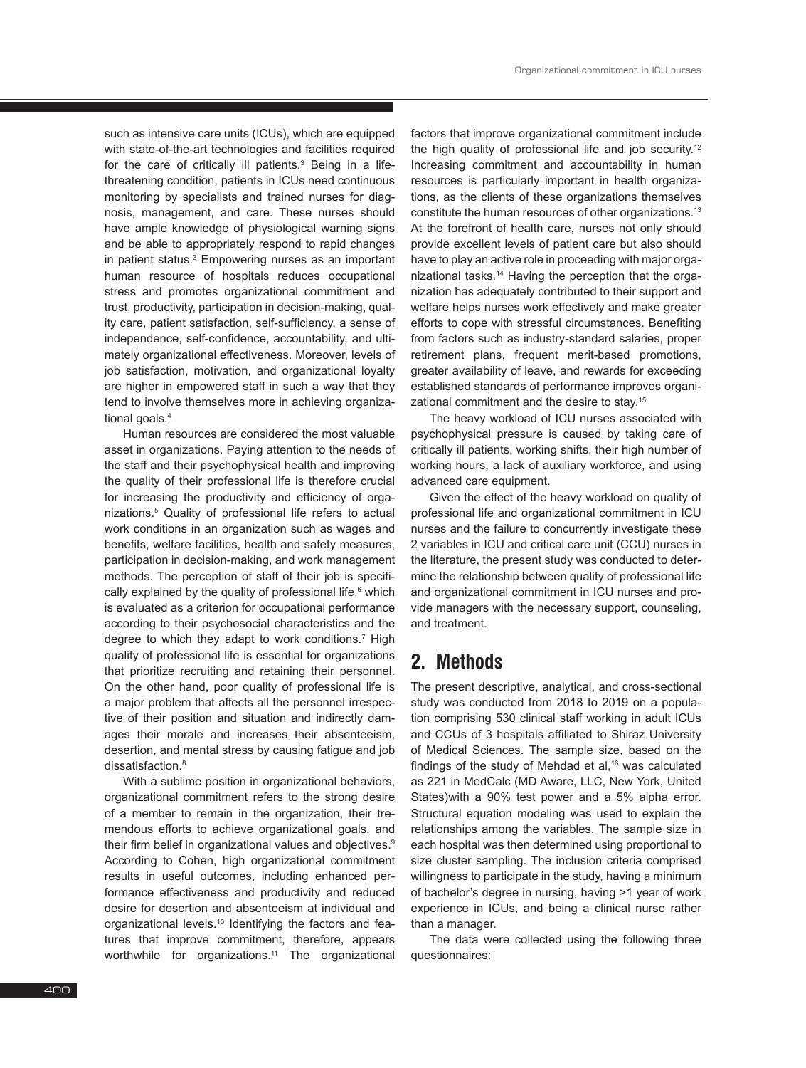such as intensive care units (ICUs), which are equipped with state-of-the-art technologies and facilities required for the care of critically ill patients.[3] Being in a life-threatening condition, patients in ICUs need continuous monitoring by specialists and trained nurses for diagnosis, management, and care. These nurses should have ample knowledge of physiological warning signs and be able to appropriately respond to rapid changes in patient status.[3] Empowering nurses as an important human resource of hospitals reduces occupational stress and promotes organizational commitment and trust, productivity, participation in decision-making, quality care, patient satisfaction, self-sufficiency, a sense of independence, self-confidence, accountability, and ultimately organizational effectiveness. Moreover, levels of job satisfaction, motivation, and organizational loyalty are higher in empowered staff in such a way that they tend to involve themselves more in achieving organizational goals.[4]

Human resources are considered the most valuable asset in organizations. Paying attention to the needs of the staff and their psychophysical health and improving the quality of their professional life is therefore crucial for increasing the productivity and efficiency of organizations.[5] Quality of professional life refers to actual work conditions in an organization such as wages and benefits, welfare facilities, health and safety measures, participation in decision-making, and work management methods. The perception of staff of their job is specifically explained by the quality of professional life,[6] which is evaluated as a criterion for occupational performance according to their psychosocial characteristics and the degree to which they adapt to work conditions.[7] High quality of professional life is essential for organizations that prioritize recruiting and retaining their personnel. On the other hand, poor quality of professional life is a major problem that affects all the personnel irrespective of their position and situation and indirectly damages their morale and increases their absenteeism, desertion, and mental stress by causing fatigue and job dissatisfaction.[8]

With a sublime position in organizational behaviors, organizational commitment refers to the strong desire of a member to remain in the organization, their tremendous efforts to achieve organizational goals, and their firm belief in organizational values and objectives.[9] According to Cohen, high organizational commitment results in useful outcomes, including enhanced performance effectiveness and productivity and reduced desire for desertion and absenteeism at individual and organizational levels.[10] Identifying the factors and features that improve commitment, therefore, appears worthwhile for organizations.[11] The organizational factors that improve organizational commitment include the high quality of professional life and job security.[12] Increasing commitment and accountability in human resources is particularly important in health organizations, as the clients of these organizations themselves constitute the human resources of other organizations.[13] At the forefront of health care, nurses not only should provide excellent levels of patient care but also should have to play an active role in proceeding with major organizational tasks.[14] Having the perception that the organization has adequately contributed to their support and welfare helps nurses work effectively and make greater efforts to cope with stressful circumstances. Benefiting from factors such as industry-standard salaries, proper retirement plans, frequent merit-based promotions, greater availability of leave, and rewards for exceeding established standards of performance improves organizational commitment and the desire to stay.[15]

The heavy workload of ICU nurses associated with psychophysical pressure is caused by taking care of critically ill patients, working shifts, their high number of working hours, a lack of auxiliary workforce, and using advanced care equipment.

Given the effect of the heavy workload on quality of professional life and organizational commitment in ICU nurses and the failure to concurrently investigate these 2 variables in ICU and critical care unit (CCU) nurses in the literature, the present study was conducted to determine the relationship between quality of professional life and organizational commitment in ICU nurses and provide managers with the necessary support, counseling, and treatment.

## 2. Methods

The present descriptive, analytical, and cross-sectional study was conducted from 2018 to 2019 on a population comprising 530 clinical staff working in adult ICUs and CCUs of 3 hospitals affiliated to Shiraz University of Medical Sciences. The sample size, based on the findings of the study of Mehdad et al,[16] was calculated as 221 in MedCalc (MD Aware, LLC, New York, United States)with a 90% test power and a 5% alpha error. Structural equation modeling was used to explain the relationships among the variables. The sample size in each hospital was then determined using proportional to size cluster sampling. The inclusion criteria comprised willingness to participate in the study, having a minimum of bachelor's degree in nursing, having >1 year of work experience in ICUs, and being a clinical nurse rather than a manager.

The data were collected using the following three questionnaires: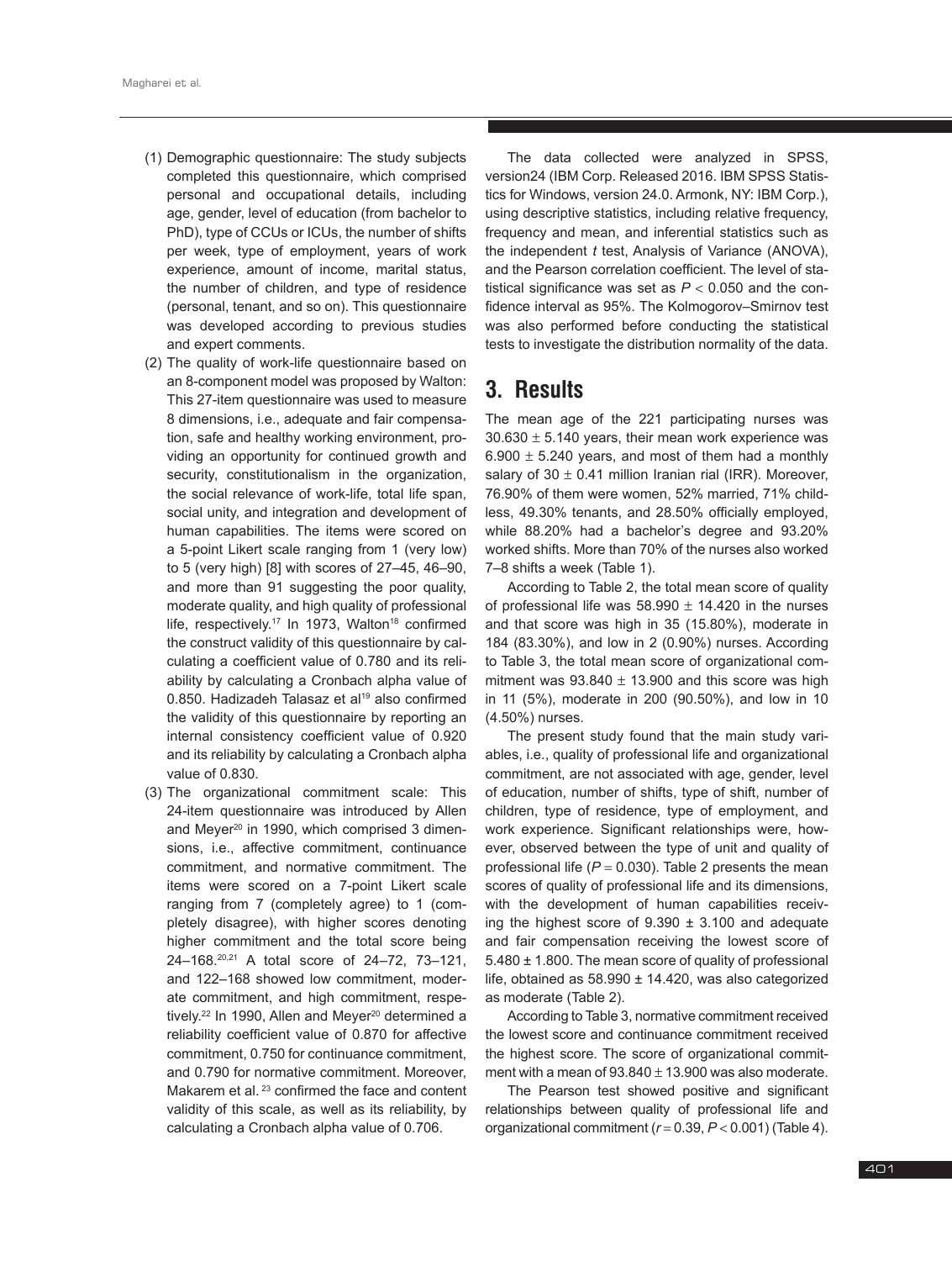(1) Demographic questionnaire: The study subjects completed this questionnaire, which comprised personal and occupational details, including age, gender, level of education (from bachelor to PhD), type of CCUs or ICUs, the number of shifts per week, type of employment, years of work experience, amount of income, marital status, the number of children, and type of residence (personal, tenant, and so on). This questionnaire was developed according to previous studies and expert comments.

(2) The quality of work-life questionnaire based on an 8-component model was proposed by Walton: This 27-item questionnaire was used to measure 8 dimensions, i.e., adequate and fair compensation, safe and healthy working environment, providing an opportunity for continued growth and security, constitutionalism in the organization, the social relevance of work-life, total life span, social unity, and integration and development of human capabilities. The items were scored on a 5-point Likert scale ranging from 1 (very low) to 5 (very high) [8] with scores of 27–45, 46–90, and more than 91 suggesting the poor quality, moderate quality, and high quality of professional life, respectively.[17] In 1973, Walton[18] confirmed the construct validity of this questionnaire by calculating a coefficient value of 0.780 and its reliability by calculating a Cronbach alpha value of 0.850. Hadizadeh Talasaz et al[19] also confirmed the validity of this questionnaire by reporting an internal consistency coefficient value of 0.920 and its reliability by calculating a Cronbach alpha value of 0.830.

(3) The organizational commitment scale: This 24-item questionnaire was introduced by Allen and Meyer[20] in 1990, which comprised 3 dimensions, i.e., affective commitment, continuance commitment, and normative commitment. The items were scored on a 7-point Likert scale ranging from 7 (completely agree) to 1 (completely disagree), with higher scores denoting higher commitment and the total score being 24–168.[20,21] A total score of 24–72, 73–121, and 122–168 showed low commitment, moderate commitment, and high commitment, respectively.[22] In 1990, Allen and Meyer[20] determined a reliability coefficient value of 0.870 for affective commitment, 0.750 for continuance commitment, and 0.790 for normative commitment. Moreover, Makarem et al.[23] confirmed the face and content validity of this scale, as well as its reliability, by calculating a Cronbach alpha value of 0.706.

The data collected were analyzed in SPSS, version24 (IBM Corp. Released 2016. IBM SPSS Statistics for Windows, version 24.0. Armonk, NY: IBM Corp.), using descriptive statistics, including relative frequency, frequency and mean, and inferential statistics such as the independent *t* test, Analysis of Variance (ANOVA), and the Pearson correlation coefficient. The level of statistical significance was set as $P < 0.050$ and the confidence interval as 95%. The Kolmogorov–Smirnov test was also performed before conducting the statistical tests to investigate the distribution normality of the data.

## 3. Results

The mean age of the 221 participating nurses was $30.630 \pm 5.140$ years, their mean work experience was $6.900 \pm 5.240$ years, and most of them had a monthly salary of $30 \pm 0.41$ million Iranian rial (IRR). Moreover, 76.90% of them were women, 52% married, 71% childless, 49.30% tenants, and 28.50% officially employed, while 88.20% had a bachelor's degree and 93.20% worked shifts. More than 70% of the nurses also worked 7–8 shifts a week (Table 1).

According to Table 2, the total mean score of quality of professional life was $58.990 \pm 14.420$ in the nurses and that score was high in 35 (15.80%), moderate in 184 (83.30%), and low in 2 (0.90%) nurses. According to Table 3, the total mean score of organizational commitment was $93.840 \pm 13.900$ and this score was high in 11 (5%), moderate in 200 (90.50%), and low in 10 (4.50%) nurses.

The present study found that the main study variables, i.e., quality of professional life and organizational commitment, are not associated with age, gender, level of education, number of shifts, type of shift, number of children, type of residence, type of employment, and work experience. Significant relationships were, however, observed between the type of unit and quality of professional life ($P = 0.030$). Table 2 presents the mean scores of quality of professional life and its dimensions, with the development of human capabilities receiving the highest score of $9.390 \pm 3.100$ and adequate and fair compensation receiving the lowest score of $5.480 \pm 1.800$. The mean score of quality of professional life, obtained as $58.990 \pm 14.420$, was also categorized as moderate (Table 2).

According to Table 3, normative commitment received the lowest score and continuance commitment received the highest score. The score of organizational commitment with a mean of $93.840 \pm 13.900$ was also moderate.

The Pearson test showed positive and significant relationships between quality of professional life and organizational commitment ($r = 0.39$, $P < 0.001$) (Table 4).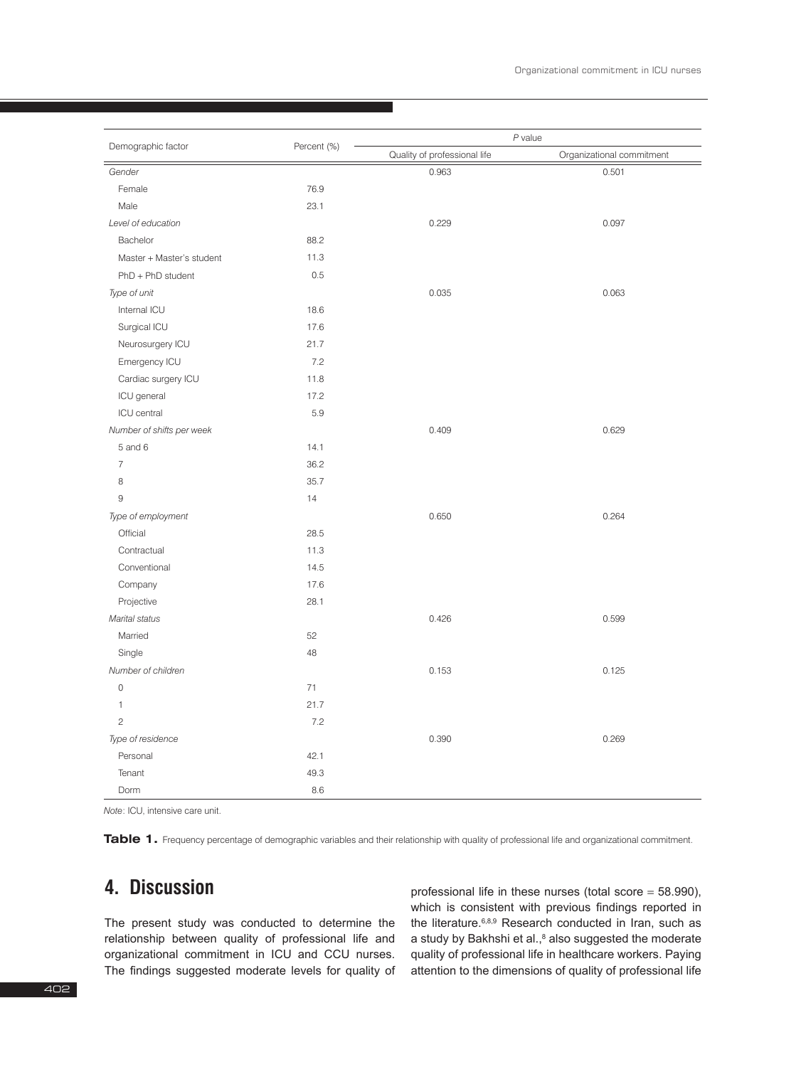| Demographic factor | Percent (%) | P value | |
|---|---|---|---|
| | | Quality of professional life | Organizational commitment |
| *Gender* | | 0.963 | 0.501 |
| Female | 76.9 | | |
| Male | 23.1 | | |
| *Level of education* | | 0.229 | 0.097 |
| Bachelor | 88.2 | | |
| Master + Master's student | 11.3 | | |
| PhD + PhD student | 0.5 | | |
| *Type of unit* | | 0.035 | 0.063 |
| Internal ICU | 18.6 | | |
| Surgical ICU | 17.6 | | |
| Neurosurgery ICU | 21.7 | | |
| Emergency ICU | 7.2 | | |
| Cardiac surgery ICU | 11.8 | | |
| ICU general | 17.2 | | |
| ICU central | 5.9 | | |
| *Number of shifts per week* | | 0.409 | 0.629 |
| 5 and 6 | 14.1 | | |
| 7 | 36.2 | | |
| 8 | 35.7 | | |
| 9 | 14 | | |
| *Type of employment* | | 0.650 | 0.264 |
| Official | 28.5 | | |
| Contractual | 11.3 | | |
| Conventional | 14.5 | | |
| Company | 17.6 | | |
| Projective | 28.1 | | |
| *Marital status* | | 0.426 | 0.599 |
| Married | 52 | | |
| Single | 48 | | |
| *Number of children* | | 0.153 | 0.125 |
| 0 | 71 | | |
| 1 | 21.7 | | |
| 2 | 7.2 | | |
| *Type of residence* | | 0.390 | 0.269 |
| Personal | 42.1 | | |
| Tenant | 49.3 | | |
| Dorm | 8.6 | | |

*Note*: ICU, intensive care unit.

**Table 1.** Frequency percentage of demographic variables and their relationship with quality of professional life and organizational commitment.

## 4. Discussion

The present study was conducted to determine the relationship between quality of professional life and organizational commitment in ICU and CCU nurses. The findings suggested moderate levels for quality of professional life in these nurses (total score = 58.990), which is consistent with previous findings reported in the literature.[6,8,9] Research conducted in Iran, such as a study by Bakhshi et al.,[8] also suggested the moderate quality of professional life in healthcare workers. Paying attention to the dimensions of quality of professional life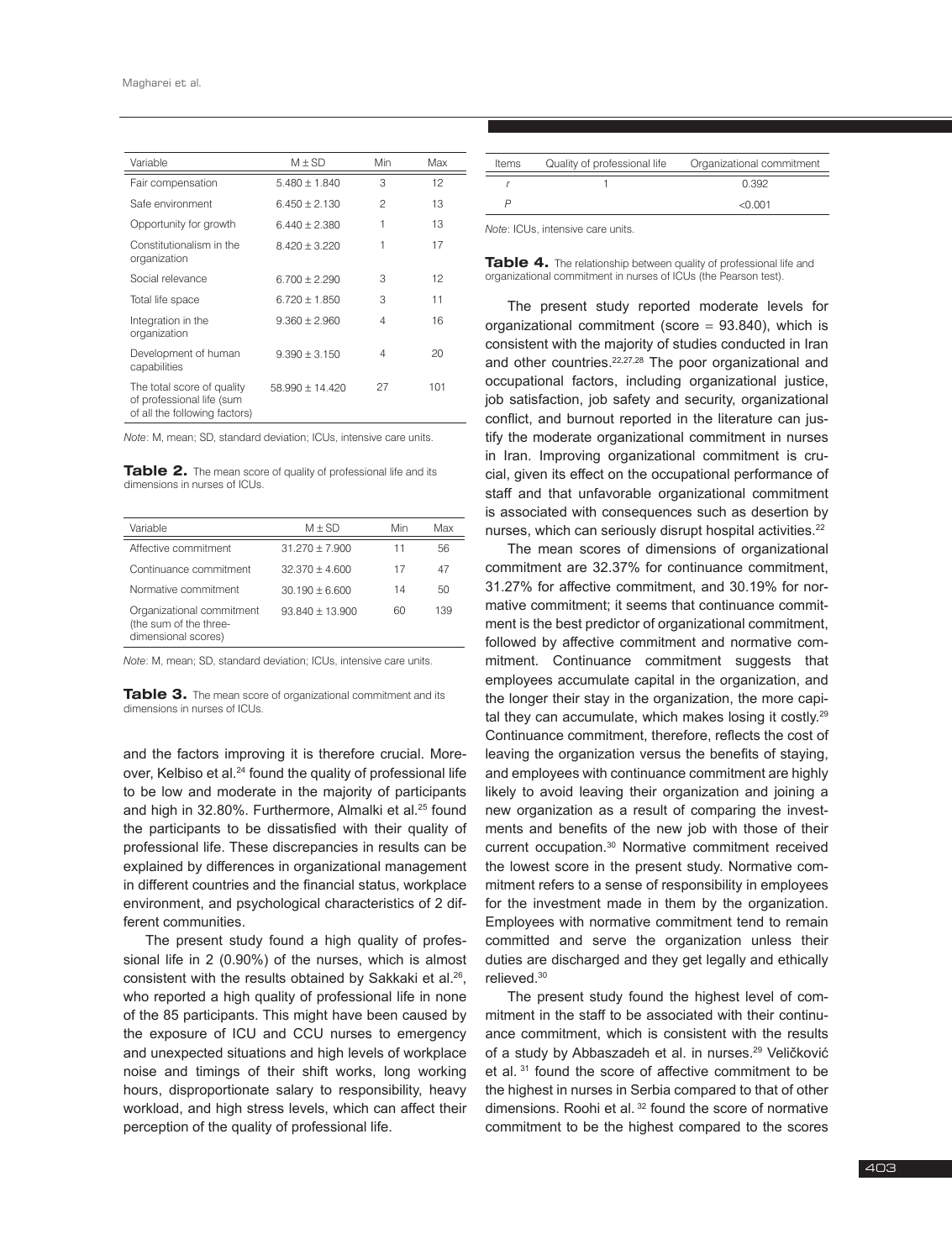| Variable | M ± SD | Min | Max |
|---|---|---|---|
| Fair compensation | 5.480 ± 1.840 | 3 | 12 |
| Safe environment | 6.450 ± 2.130 | 2 | 13 |
| Opportunity for growth | 6.440 ± 2.380 | 1 | 13 |
| Constitutionalism in the organization | 8.420 ± 3.220 | 1 | 17 |
| Social relevance | 6.700 ± 2.290 | 3 | 12 |
| Total life space | 6.720 ± 1.850 | 3 | 11 |
| Integration in the organization | 9.360 ± 2.960 | 4 | 16 |
| Development of human capabilities | 9.390 ± 3.150 | 4 | 20 |
| The total score of quality of professional life (sum of all the following factors) | 58.990 ± 14.420 | 27 | 101 |

*Note*: M, mean; SD, standard deviation; ICUs, intensive care units.

**Table 2.** The mean score of quality of professional life and its dimensions in nurses of ICUs.

| Variable | M ± SD | Min | Max |
|---|---|---|---|
| Affective commitment | 31.270 ± 7.900 | 11 | 56 |
| Continuance commitment | 32.370 ± 4.600 | 17 | 47 |
| Normative commitment | 30.190 ± 6.600 | 14 | 50 |
| Organizational commitment (the sum of the three-dimensional scores) | 93.840 ± 13.900 | 60 | 139 |

*Note*: M, mean; SD, standard deviation; ICUs, intensive care units.

**Table 3.** The mean score of organizational commitment and its dimensions in nurses of ICUs.

and the factors improving it is therefore crucial. Moreover, Kelbiso et al.[24] found the quality of professional life to be low and moderate in the majority of participants and high in 32.80%. Furthermore, Almalki et al.[25] found the participants to be dissatisfied with their quality of professional life. These discrepancies in results can be explained by differences in organizational management in different countries and the financial status, workplace environment, and psychological characteristics of 2 different communities.

The present study found a high quality of professional life in 2 (0.90%) of the nurses, which is almost consistent with the results obtained by Sakkaki et al.[26], who reported a high quality of professional life in none of the 85 participants. This might have been caused by the exposure of ICU and CCU nurses to emergency and unexpected situations and high levels of workplace noise and timings of their shift works, long working hours, disproportionate salary to responsibility, heavy workload, and high stress levels, which can affect their perception of the quality of professional life.

| Items | Quality of professional life | Organizational commitment |
|---|---|---|
| *r* | 1 | 0.392 |
| *P* | | <0.001 |

*Note*: ICUs, intensive care units.

**Table 4.** The relationship between quality of professional life and organizational commitment in nurses of ICUs (the Pearson test).

The present study reported moderate levels for organizational commitment (score = 93.840), which is consistent with the majority of studies conducted in Iran and other countries.[22,27,28] The poor organizational and occupational factors, including organizational justice, job satisfaction, job safety and security, organizational conflict, and burnout reported in the literature can justify the moderate organizational commitment in nurses in Iran. Improving organizational commitment is crucial, given its effect on the occupational performance of staff and that unfavorable organizational commitment is associated with consequences such as desertion by nurses, which can seriously disrupt hospital activities.[22]

The mean scores of dimensions of organizational commitment are 32.37% for continuance commitment, 31.27% for affective commitment, and 30.19% for normative commitment; it seems that continuance commitment is the best predictor of organizational commitment, followed by affective commitment and normative commitment. Continuance commitment suggests that employees accumulate capital in the organization, and the longer their stay in the organization, the more capital they can accumulate, which makes losing it costly.[29] Continuance commitment, therefore, reflects the cost of leaving the organization versus the benefits of staying, and employees with continuance commitment are highly likely to avoid leaving their organization and joining a new organization as a result of comparing the investments and benefits of the new job with those of their current occupation.[30] Normative commitment received the lowest score in the present study. Normative commitment refers to a sense of responsibility in employees for the investment made in them by the organization. Employees with normative commitment tend to remain committed and serve the organization unless their duties are discharged and they get legally and ethically relieved.[30]

The present study found the highest level of commitment in the staff to be associated with their continuance commitment, which is consistent with the results of a study by Abbaszadeh et al. in nurses.[29] Veličković et al. [31] found the score of affective commitment to be the highest in nurses in Serbia compared to that of other dimensions. Roohi et al. [32] found the score of normative commitment to be the highest compared to the scores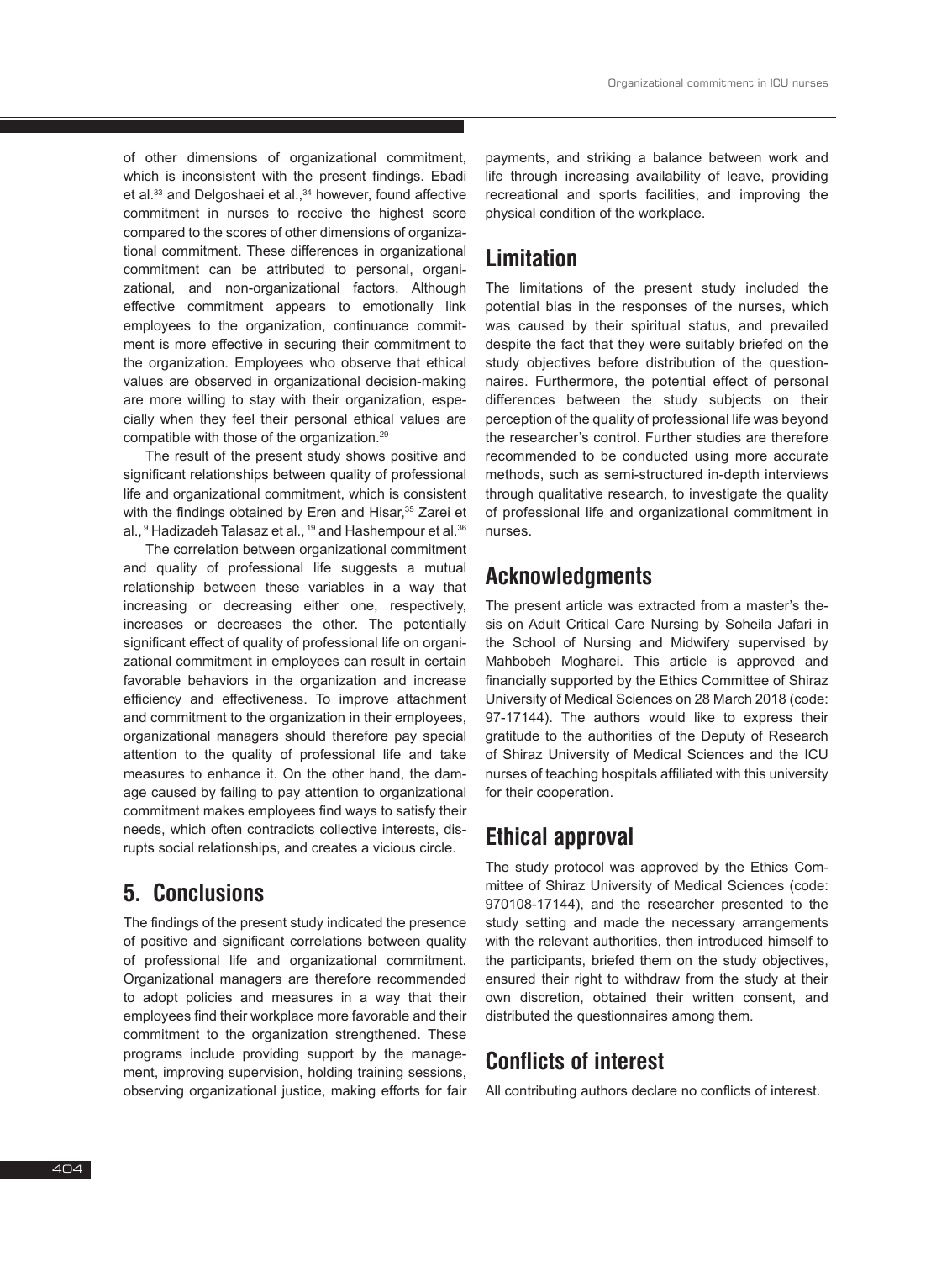of other dimensions of organizational commitment, which is inconsistent with the present findings. Ebadi et al.[33] and Delgoshaei et al.,[34] however, found affective commitment in nurses to receive the highest score compared to the scores of other dimensions of organizational commitment. These differences in organizational commitment can be attributed to personal, organizational, and non-organizational factors. Although effective commitment appears to emotionally link employees to the organization, continuance commitment is more effective in securing their commitment to the organization. Employees who observe that ethical values are observed in organizational decision-making are more willing to stay with their organization, especially when they feel their personal ethical values are compatible with those of the organization.[29]

The result of the present study shows positive and significant relationships between quality of professional life and organizational commitment, which is consistent with the findings obtained by Eren and Hisar,[35] Zarei et al.,[9] Hadizadeh Talasaz et al.,[19] and Hashempour et al.[36]

The correlation between organizational commitment and quality of professional life suggests a mutual relationship between these variables in a way that increasing or decreasing either one, respectively, increases or decreases the other. The potentially significant effect of quality of professional life on organizational commitment in employees can result in certain favorable behaviors in the organization and increase efficiency and effectiveness. To improve attachment and commitment to the organization in their employees, organizational managers should therefore pay special attention to the quality of professional life and take measures to enhance it. On the other hand, the damage caused by failing to pay attention to organizational commitment makes employees find ways to satisfy their needs, which often contradicts collective interests, disrupts social relationships, and creates a vicious circle.

## 5. Conclusions

The findings of the present study indicated the presence of positive and significant correlations between quality of professional life and organizational commitment. Organizational managers are therefore recommended to adopt policies and measures in a way that their employees find their workplace more favorable and their commitment to the organization strengthened. These programs include providing support by the management, improving supervision, holding training sessions, observing organizational justice, making efforts for fair payments, and striking a balance between work and life through increasing availability of leave, providing recreational and sports facilities, and improving the physical condition of the workplace.

## Limitation

The limitations of the present study included the potential bias in the responses of the nurses, which was caused by their spiritual status, and prevailed despite the fact that they were suitably briefed on the study objectives before distribution of the questionnaires. Furthermore, the potential effect of personal differences between the study subjects on their perception of the quality of professional life was beyond the researcher's control. Further studies are therefore recommended to be conducted using more accurate methods, such as semi-structured in-depth interviews through qualitative research, to investigate the quality of professional life and organizational commitment in nurses.

## Acknowledgments

The present article was extracted from a master's thesis on Adult Critical Care Nursing by Soheila Jafari in the School of Nursing and Midwifery supervised by Mahbobeh Mogharei. This article is approved and financially supported by the Ethics Committee of Shiraz University of Medical Sciences on 28 March 2018 (code: 97-17144). The authors would like to express their gratitude to the authorities of the Deputy of Research of Shiraz University of Medical Sciences and the ICU nurses of teaching hospitals affiliated with this university for their cooperation.

## Ethical approval

The study protocol was approved by the Ethics Committee of Shiraz University of Medical Sciences (code: 970108-17144), and the researcher presented to the study setting and made the necessary arrangements with the relevant authorities, then introduced himself to the participants, briefed them on the study objectives, ensured their right to withdraw from the study at their own discretion, obtained their written consent, and distributed the questionnaires among them.

## Conflicts of interest

All contributing authors declare no conflicts of interest.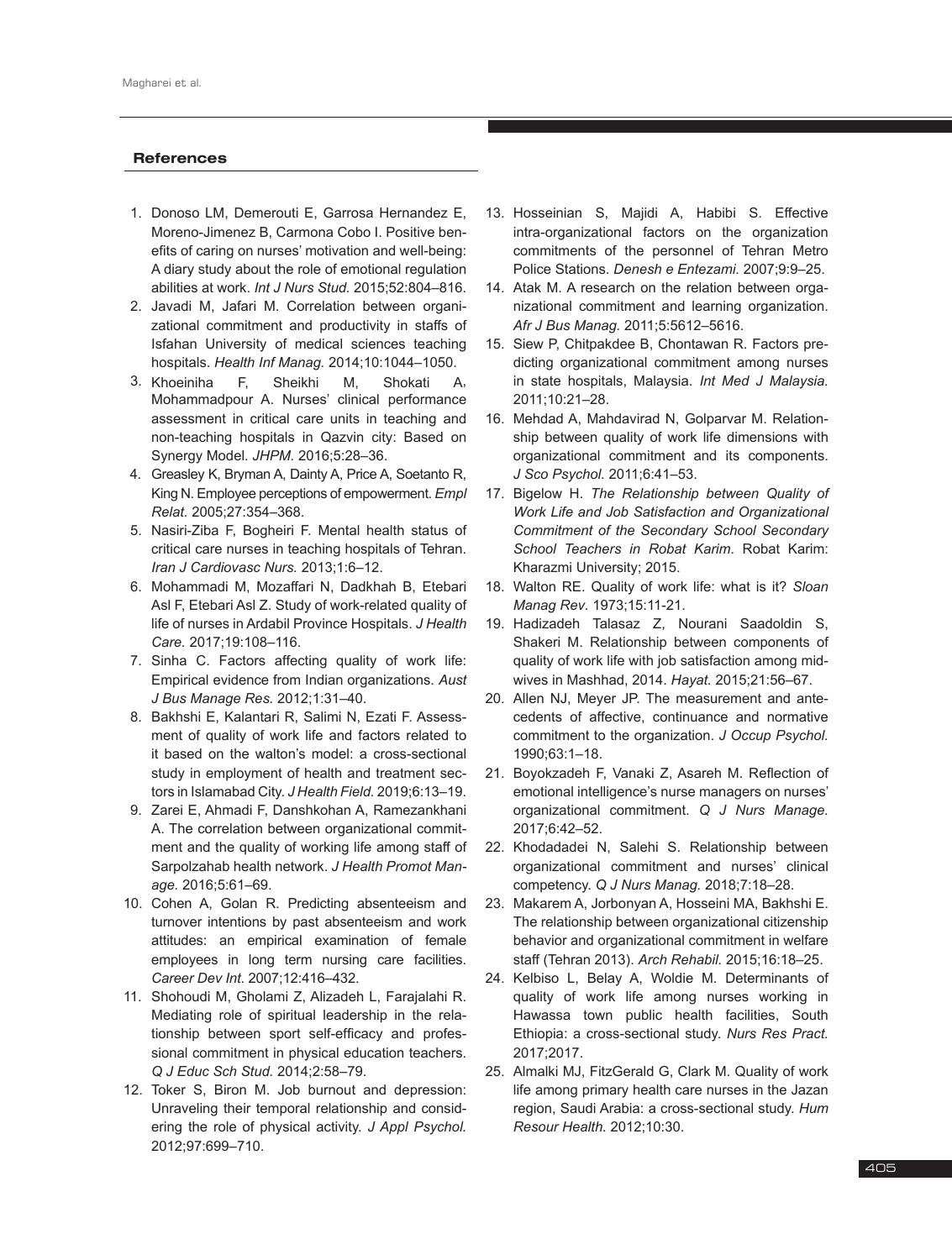### References

1. Donoso LM, Demerouti E, Garrosa Hernandez E, Moreno-Jimenez B, Carmona Cobo I. Positive benefits of caring on nurses' motivation and well-being: A diary study about the role of emotional regulation abilities at work. *Int J Nurs Stud.* 2015;52:804–816.
2. Javadi M, Jafari M. Correlation between organizational commitment and productivity in staffs of Isfahan University of medical sciences teaching hospitals. *Health Inf Manag.* 2014;10:1044–1050.
3. Khoeiniha F, Sheikhi M, Shokati A, Mohammadpour A. Nurses' clinical performance assessment in critical care units in teaching and non-teaching hospitals in Qazvin city: Based on Synergy Model. *JHPM.* 2016;5:28–36.
4. Greasley K, Bryman A, Dainty A, Price A, Soetanto R, King N. Employee perceptions of empowerment. *Empl Relat.* 2005;27:354–368.
5. Nasiri-Ziba F, Bogheiri F. Mental health status of critical care nurses in teaching hospitals of Tehran. *Iran J Cardiovasc Nurs.* 2013;1:6–12.
6. Mohammadi M, Mozaffari N, Dadkhah B, Etebari Asl F, Etebari Asl Z. Study of work-related quality of life of nurses in Ardabil Province Hospitals. *J Health Care.* 2017;19:108–116.
7. Sinha C. Factors affecting quality of work life: Empirical evidence from Indian organizations. *Aust J Bus Manage Res.* 2012;1:31–40.
8. Bakhshi E, Kalantari R, Salimi N, Ezati F. Assessment of quality of work life and factors related to it based on the walton's model: a cross-sectional study in employment of health and treatment sectors in Islamabad City. *J Health Field*. 2019;6:13–19.
9. Zarei E, Ahmadi F, Danshkohan A, Ramezankhani A. The correlation between organizational commitment and the quality of working life among staff of Sarpolzahab health network. *J Health Promot Manage.* 2016;5:61–69.
10. Cohen A, Golan R. Predicting absenteeism and turnover intentions by past absenteeism and work attitudes: an empirical examination of female employees in long term nursing care facilities. *Career Dev Int*. 2007;12:416–432.
11. Shohoudi M, Gholami Z, Alizadeh L, Farajalahi R. Mediating role of spiritual leadership in the relationship between sport self-efficacy and professional commitment in physical education teachers. *Q J Educ Sch Stud.* 2014;2:58–79.
12. Toker S, Biron M. Job burnout and depression: Unraveling their temporal relationship and considering the role of physical activity. *J Appl Psychol.* 2012;97:699–710.
13. Hosseinian S, Majidi A, Habibi S. Effective intra-organizational factors on the organization commitments of the personnel of Tehran Metro Police Stations. *Denesh e Entezami.* 2007;9:9–25.
14. Atak M. A research on the relation between organizational commitment and learning organization. *Afr J Bus Manag.* 2011;5:5612–5616.
15. Siew P, Chitpakdee B, Chontawan R. Factors predicting organizational commitment among nurses in state hospitals, Malaysia. *Int Med J Malaysia.* 2011;10:21–28.
16. Mehdad A, Mahdavirad N, Golparvar M. Relationship between quality of work life dimensions with organizational commitment and its components. *J Sco Psychol.* 2011;6:41–53.
17. Bigelow H. *The Relationship between Quality of Work Life and Job Satisfaction and Organizational Commitment of the Secondary School Secondary School Teachers in Robat Karim*. Robat Karim: Kharazmi University; 2015.
18. Walton RE. Quality of work life: what is it? *Sloan Manag Rev*. 1973;15:11-21.
19. Hadizadeh Talasaz Z, Nourani Saadoldin S, Shakeri M. Relationship between components of quality of work life with job satisfaction among midwives in Mashhad, 2014. *Hayat.* 2015;21:56–67.
20. Allen NJ, Meyer JP. The measurement and antecedents of affective, continuance and normative commitment to the organization. *J Occup Psychol.* 1990;63:1–18.
21. Boyokzadeh F, Vanaki Z, Asareh M. Reflection of emotional intelligence's nurse managers on nurses' organizational commitment. *Q J Nurs Manage.* 2017;6:42–52.
22. Khodadadei N, Salehi S. Relationship between organizational commitment and nurses' clinical competency. *Q J Nurs Manag.* 2018;7:18–28.
23. Makarem A, Jorbonyan A, Hosseini MA, Bakhshi E. The relationship between organizational citizenship behavior and organizational commitment in welfare staff (Tehran 2013). *Arch Rehabil.* 2015;16:18–25.
24. Kelbiso L, Belay A, Woldie M. Determinants of quality of work life among nurses working in Hawassa town public health facilities, South Ethiopia: a cross-sectional study. *Nurs Res Pract.* 2017;2017.
25. Almalki MJ, FitzGerald G, Clark M. Quality of work life among primary health care nurses in the Jazan region, Saudi Arabia: a cross-sectional study. *Hum Resour Health.* 2012;10:30.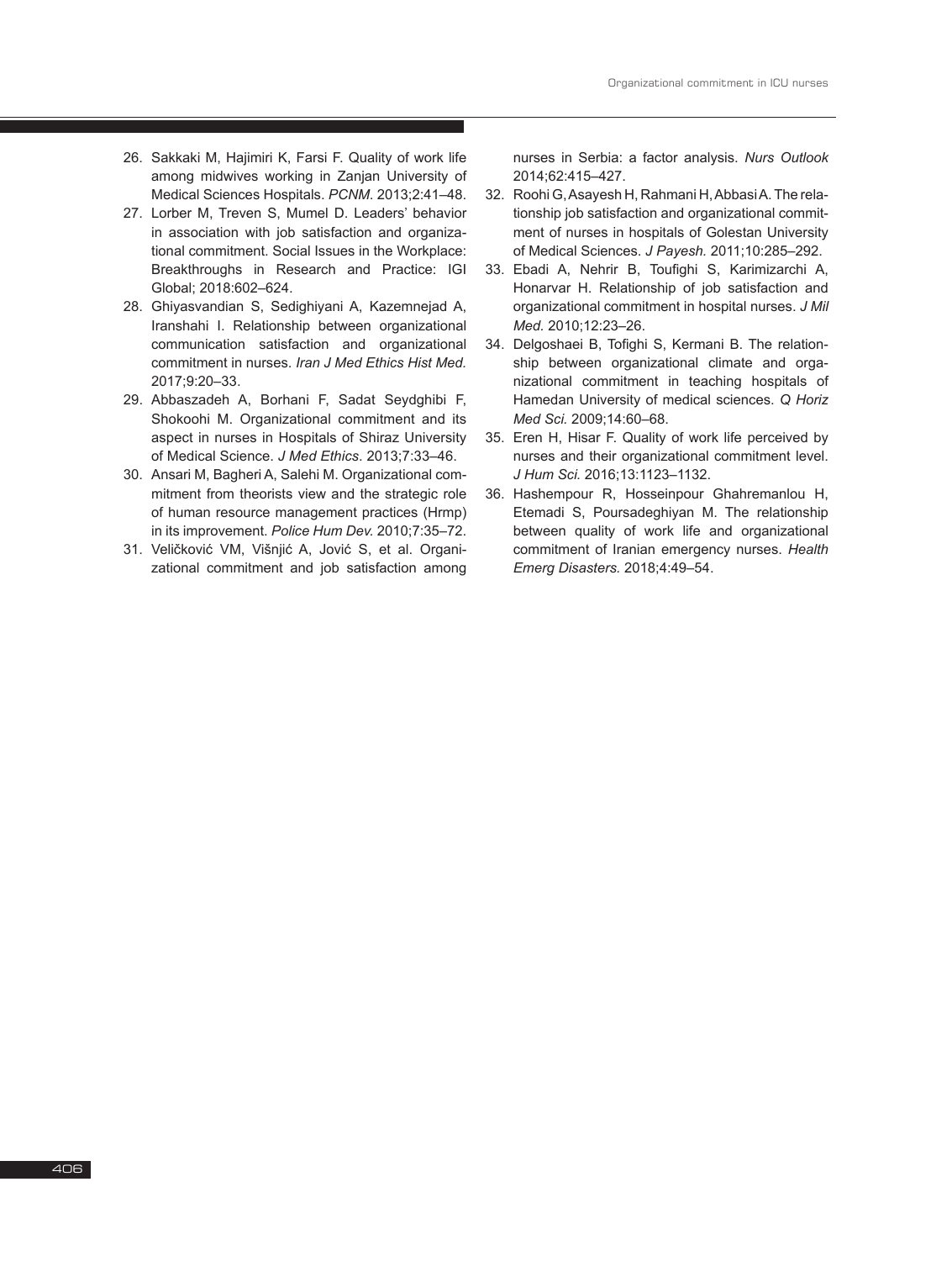26. Sakkaki M, Hajimiri K, Farsi F. Quality of work life among midwives working in Zanjan University of Medical Sciences Hospitals. *PCNM*. 2013;2:41–48.
27. Lorber M, Treven S, Mumel D. Leaders' behavior in association with job satisfaction and organizational commitment. Social Issues in the Workplace: Breakthroughs in Research and Practice: IGI Global; 2018:602–624.
28. Ghiyasvandian S, Sedighiyani A, Kazemnejad A, Iranshahi I. Relationship between organizational communication satisfaction and organizational commitment in nurses. *Iran J Med Ethics Hist Med.* 2017;9:20–33.
29. Abbaszadeh A, Borhani F, Sadat Seydghibi F, Shokoohi M. Organizational commitment and its aspect in nurses in Hospitals of Shiraz University of Medical Science. *J Med Ethics*. 2013;7:33–46.
30. Ansari M, Bagheri A, Salehi M. Organizational commitment from theorists view and the strategic role of human resource management practices (Hrmp) in its improvement. *Police Hum Dev*. 2010;7:35–72.
31. Veličković VM, Višnjić A, Jović S, et al. Organizational commitment and job satisfaction among nurses in Serbia: a factor analysis. *Nurs Outlook* 2014;62:415–427.
32. Roohi G, Asayesh H, Rahmani H, Abbasi A. The relationship job satisfaction and organizational commitment of nurses in hospitals of Golestan University of Medical Sciences. *J Payesh.* 2011;10:285–292.
33. Ebadi A, Nehrir B, Toufighi S, Karimizarchi A, Honarvar H. Relationship of job satisfaction and organizational commitment in hospital nurses. *J Mil Med.* 2010;12:23–26.
34. Delgoshaei B, Tofighi S, Kermani B. The relationship between organizational climate and organizational commitment in teaching hospitals of Hamedan University of medical sciences. *Q Horiz Med Sci.* 2009;14:60–68.
35. Eren H, Hisar F. Quality of work life perceived by nurses and their organizational commitment level. *J Hum Sci.* 2016;13:1123–1132.
36. Hashempour R, Hosseinpour Ghahremanlou H, Etemadi S, Poursadeghiyan M. The relationship between quality of work life and organizational commitment of Iranian emergency nurses. *Health Emerg Disasters.* 2018;4:49–54.